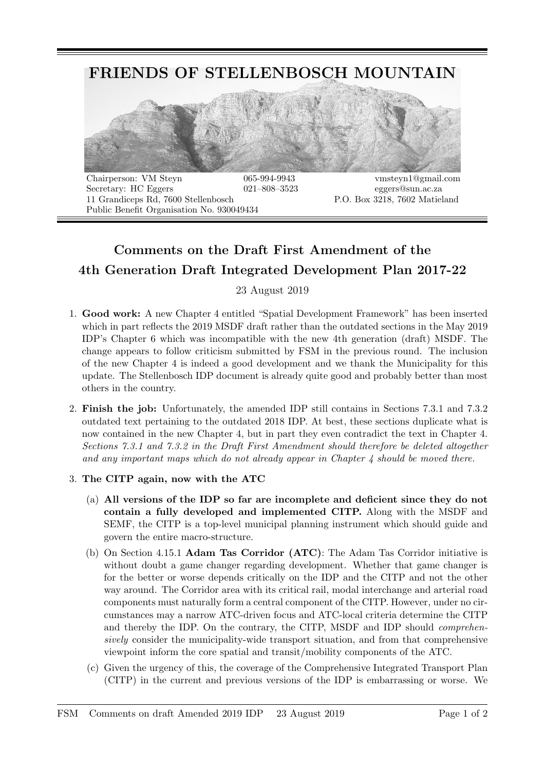# FRIENDS OF STELLENBOSCH MOUNTAIN

Chairperson: VM Steyn 065-994-9943 vmsteyn1@gmail.com
Secretary: HC Eggers 021–808–3523 eggers@sun.ac.za
11 Grandiceps Rd, 7600 Stellenbosch P.O. Box 3218, 7602 Matieland
Public Benefit Organisation No. 930049434

## Comments on the Draft First Amendment of the 4th Generation Draft Integrated Development Plan 2017-22

23 August 2019

1. **Good work:** A new Chapter 4 entitled "Spatial Development Framework" has been inserted which in part reflects the 2019 MSDF draft rather than the outdated sections in the May 2019 IDP's Chapter 6 which was incompatible with the new 4th generation (draft) MSDF. The change appears to follow criticism submitted by FSM in the previous round. The inclusion of the new Chapter 4 is indeed a good development and we thank the Municipality for this update. The Stellenbosch IDP document is already quite good and probably better than most others in the country.

2. **Finish the job:** Unfortunately, the amended IDP still contains in Sections 7.3.1 and 7.3.2 outdated text pertaining to the outdated 2018 IDP. At best, these sections duplicate what is now contained in the new Chapter 4, but in part they even contradict the text in Chapter 4. *Sections 7.3.1 and 7.3.2 in the Draft First Amendment should therefore be deleted altogether and any important maps which do not already appear in Chapter 4 should be moved there.*

3. **The CITP again, now with the ATC**

   (a) **All versions of the IDP so far are incomplete and deficient since they do not contain a fully developed and implemented CITP.** Along with the MSDF and SEMF, the CITP is a top-level municipal planning instrument which should guide and govern the entire macro-structure.

   (b) On Section 4.15.1 **Adam Tas Corridor (ATC)**: The Adam Tas Corridor initiative is without doubt a game changer regarding development. Whether that game changer is for the better or worse depends critically on the IDP and the CITP and not the other way around. The Corridor area with its critical rail, modal interchange and arterial road components must naturally form a central component of the CITP. However, under no circumstances may a narrow ATC-driven focus and ATC-local criteria determine the CITP and thereby the IDP. On the contrary, the CITP, MSDF and IDP should *comprehensively* consider the municipality-wide transport situation, and from that comprehensive viewpoint inform the core spatial and transit/mobility components of the ATC.

   (c) Given the urgency of this, the coverage of the Comprehensive Integrated Transport Plan (CITP) in the current and previous versions of the IDP is embarrassing or worse. We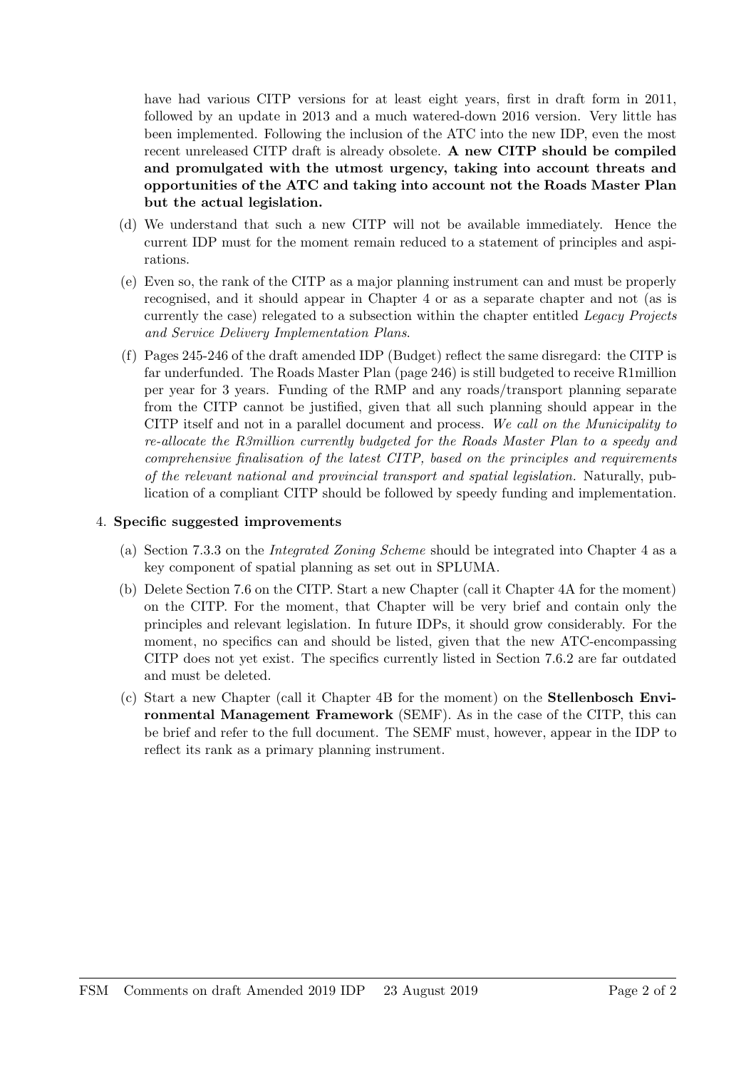have had various CITP versions for at least eight years, first in draft form in 2011, followed by an update in 2013 and a much watered-down 2016 version. Very little has been implemented. Following the inclusion of the ATC into the new IDP, even the most recent unreleased CITP draft is already obsolete. **A new CITP should be compiled and promulgated with the utmost urgency, taking into account threats and opportunities of the ATC and taking into account not the Roads Master Plan but the actual legislation.**

(d) We understand that such a new CITP will not be available immediately. Hence the current IDP must for the moment remain reduced to a statement of principles and aspirations.

(e) Even so, the rank of the CITP as a major planning instrument can and must be properly recognised, and it should appear in Chapter 4 or as a separate chapter and not (as is currently the case) relegated to a subsection within the chapter entitled *Legacy Projects and Service Delivery Implementation Plans*.

(f) Pages 245-246 of the draft amended IDP (Budget) reflect the same disregard: the CITP is far underfunded. The Roads Master Plan (page 246) is still budgeted to receive R1million per year for 3 years. Funding of the RMP and any roads/transport planning separate from the CITP cannot be justified, given that all such planning should appear in the CITP itself and not in a parallel document and process. *We call on the Municipality to re-allocate the R3million currently budgeted for the Roads Master Plan to a speedy and comprehensive finalisation of the latest CITP, based on the principles and requirements of the relevant national and provincial transport and spatial legislation.* Naturally, publication of a compliant CITP should be followed by speedy funding and implementation.

4. **Specific suggested improvements**

(a) Section 7.3.3 on the *Integrated Zoning Scheme* should be integrated into Chapter 4 as a key component of spatial planning as set out in SPLUMA.

(b) Delete Section 7.6 on the CITP. Start a new Chapter (call it Chapter 4A for the moment) on the CITP. For the moment, that Chapter will be very brief and contain only the principles and relevant legislation. In future IDPs, it should grow considerably. For the moment, no specifics can and should be listed, given that the new ATC-encompassing CITP does not yet exist. The specifics currently listed in Section 7.6.2 are far outdated and must be deleted.

(c) Start a new Chapter (call it Chapter 4B for the moment) on the **Stellenbosch Environmental Management Framework** (SEMF). As in the case of the CITP, this can be brief and refer to the full document. The SEMF must, however, appear in the IDP to reflect its rank as a primary planning instrument.